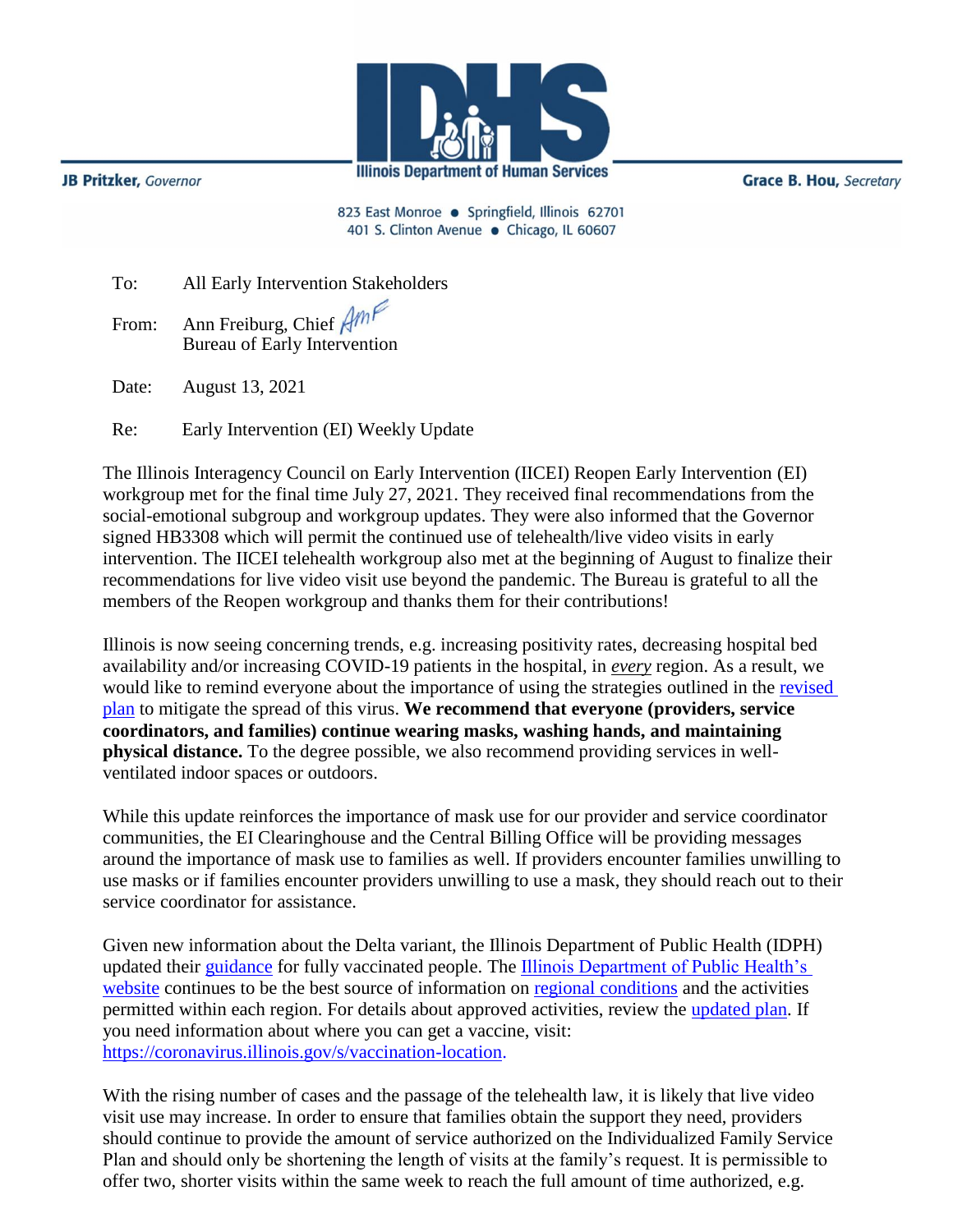JB Pritzker, *Governor*

**Illinois Department of Human Services**

Grace B. Hou, *Secretary*

823 East Monroe • Springfield, Illinois 62701
401 S. Clinton Avenue • Chicago, IL 60607

To: All Early Intervention Stakeholders

From: Ann Freiburg, Chief
Bureau of Early Intervention

Date: August 13, 2021

Re: Early Intervention (EI) Weekly Update

The Illinois Interagency Council on Early Intervention (IICEI) Reopen Early Intervention (EI) workgroup met for the final time July 27, 2021. They received final recommendations from the social-emotional subgroup and workgroup updates. They were also informed that the Governor signed HB3308 which will permit the continued use of telehealth/live video visits in early intervention. The IICEI telehealth workgroup also met at the beginning of August to finalize their recommendations for live video visit use beyond the pandemic. The Bureau is grateful to all the members of the Reopen workgroup and thanks them for their contributions!

Illinois is now seeing concerning trends, e.g. increasing positivity rates, decreasing hospital bed availability and/or increasing COVID-19 patients in the hospital, in ***every*** region. As a result, we would like to remind everyone about the importance of using the strategies outlined in the revised plan to mitigate the spread of this virus. **We recommend that everyone (providers, service coordinators, and families) continue wearing masks, washing hands, and maintaining physical distance.** To the degree possible, we also recommend providing services in well-ventilated indoor spaces or outdoors.

While this update reinforces the importance of mask use for our provider and service coordinator communities, the EI Clearinghouse and the Central Billing Office will be providing messages around the importance of mask use to families as well. If providers encounter families unwilling to use masks or if families encounter providers unwilling to use a mask, they should reach out to their service coordinator for assistance.

Given new information about the Delta variant, the Illinois Department of Public Health (IDPH) updated their guidance for fully vaccinated people. The Illinois Department of Public Health's website continues to be the best source of information on regional conditions and the activities permitted within each region. For details about approved activities, review the updated plan. If you need information about where you can get a vaccine, visit: https://coronavirus.illinois.gov/s/vaccination-location.

With the rising number of cases and the passage of the telehealth law, it is likely that live video visit use may increase. In order to ensure that families obtain the support they need, providers should continue to provide the amount of service authorized on the Individualized Family Service Plan and should only be shortening the length of visits at the family's request. It is permissible to offer two, shorter visits within the same week to reach the full amount of time authorized, e.g.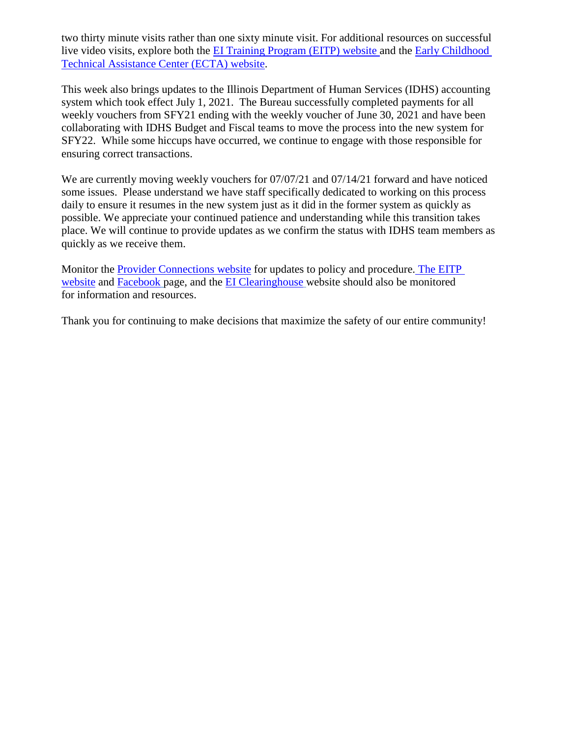two thirty minute visits rather than one sixty minute visit. For additional resources on successful live video visits, explore both the EI Training Program (EITP) website and the Early Childhood Technical Assistance Center (ECTA) website.

This week also brings updates to the Illinois Department of Human Services (IDHS) accounting system which took effect July 1, 2021. The Bureau successfully completed payments for all weekly vouchers from SFY21 ending with the weekly voucher of June 30, 2021 and have been collaborating with IDHS Budget and Fiscal teams to move the process into the new system for SFY22. While some hiccups have occurred, we continue to engage with those responsible for ensuring correct transactions.

We are currently moving weekly vouchers for 07/07/21 and 07/14/21 forward and have noticed some issues. Please understand we have staff specifically dedicated to working on this process daily to ensure it resumes in the new system just as it did in the former system as quickly as possible. We appreciate your continued patience and understanding while this transition takes place. We will continue to provide updates as we confirm the status with IDHS team members as quickly as we receive them.

Monitor the Provider Connections website for updates to policy and procedure. The EITP website and Facebook page, and the EI Clearinghouse website should also be monitored for information and resources.

Thank you for continuing to make decisions that maximize the safety of our entire community!